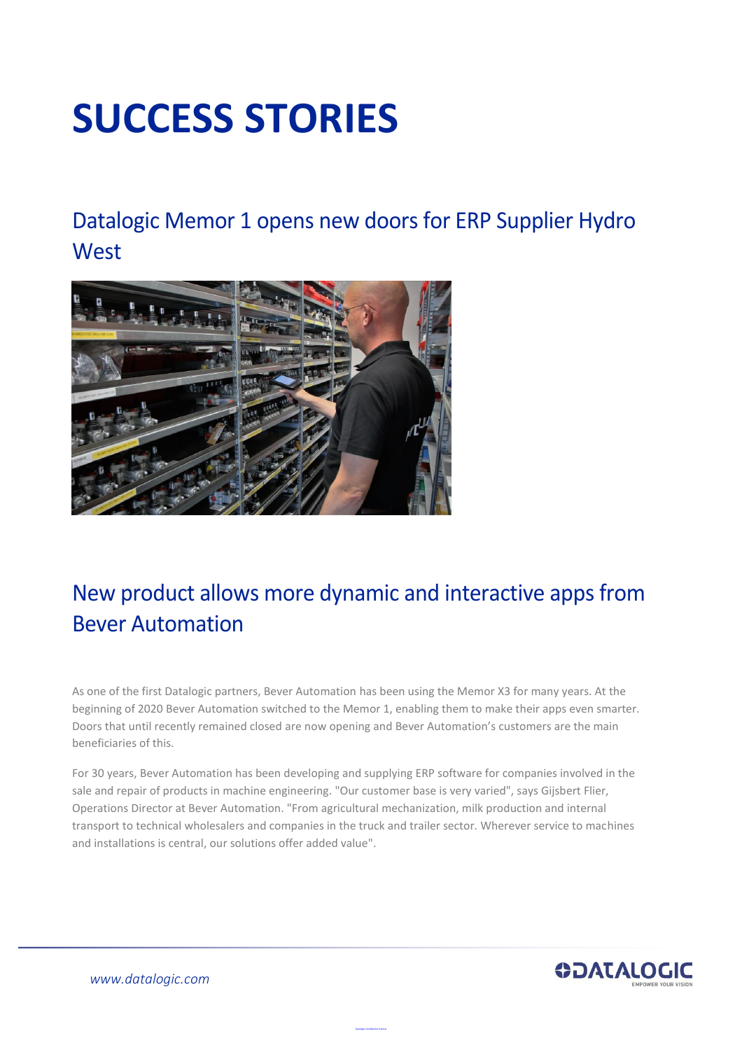# SUCCESS STORIES

## Datalogic Memor 1 opens new doors for ERP Supplier Hydro West

## New product allows more dynamic and interactive apps from Bever Automation

As one of the first Datalogic partners, Bever Automation has been using the Memor X3 for many years. At the beginning of 2020 Bever Automation switched to the Memor 1, enabling them to make their apps even smarter. Doors that until recently remained closed are now opening and Bever Automation's customers are the main beneficiaries of this.

For 30 years, Bever Automation has been developing and supplying ERP software for companies involved in the sale and repair of products in machine engineering. "Our customer base is very varied", says Gijsbert Flier, Operations Director at Bever Automation. "From agricultural mechanization, milk production and internal transport to technical wholesalers and companies in the truck and trailer sector. Wherever service to machines and installations is central, our solutions offer added value".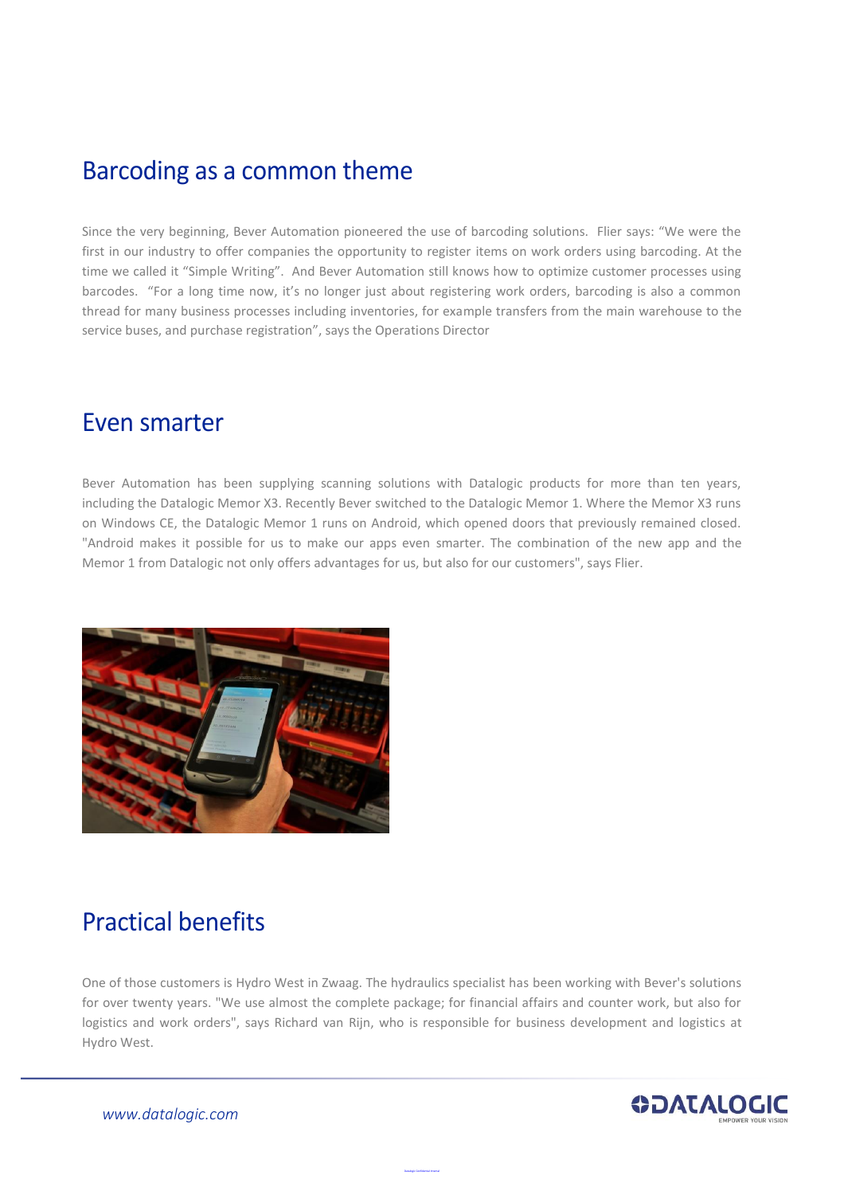## Barcoding as a common theme

Since the very beginning, Bever Automation pioneered the use of barcoding solutions. Flier says: "We were the first in our industry to offer companies the opportunity to register items on work orders using barcoding. At the time we called it "Simple Writing". And Bever Automation still knows how to optimize customer processes using barcodes. "For a long time now, it's no longer just about registering work orders, barcoding is also a common thread for many business processes including inventories, for example transfers from the main warehouse to the service buses, and purchase registration", says the Operations Director

## Even smarter

Bever Automation has been supplying scanning solutions with Datalogic products for more than ten years, including the Datalogic Memor X3. Recently Bever switched to the Datalogic Memor 1. Where the Memor X3 runs on Windows CE, the Datalogic Memor 1 runs on Android, which opened doors that previously remained closed. "Android makes it possible for us to make our apps even smarter. The combination of the new app and the Memor 1 from Datalogic not only offers advantages for us, but also for our customers", says Flier.

## Practical benefits

One of those customers is Hydro West in Zwaag. The hydraulics specialist has been working with Bever's solutions for over twenty years. "We use almost the complete package; for financial affairs and counter work, but also for logistics and work orders", says Richard van Rijn, who is responsible for business development and logistics at Hydro West.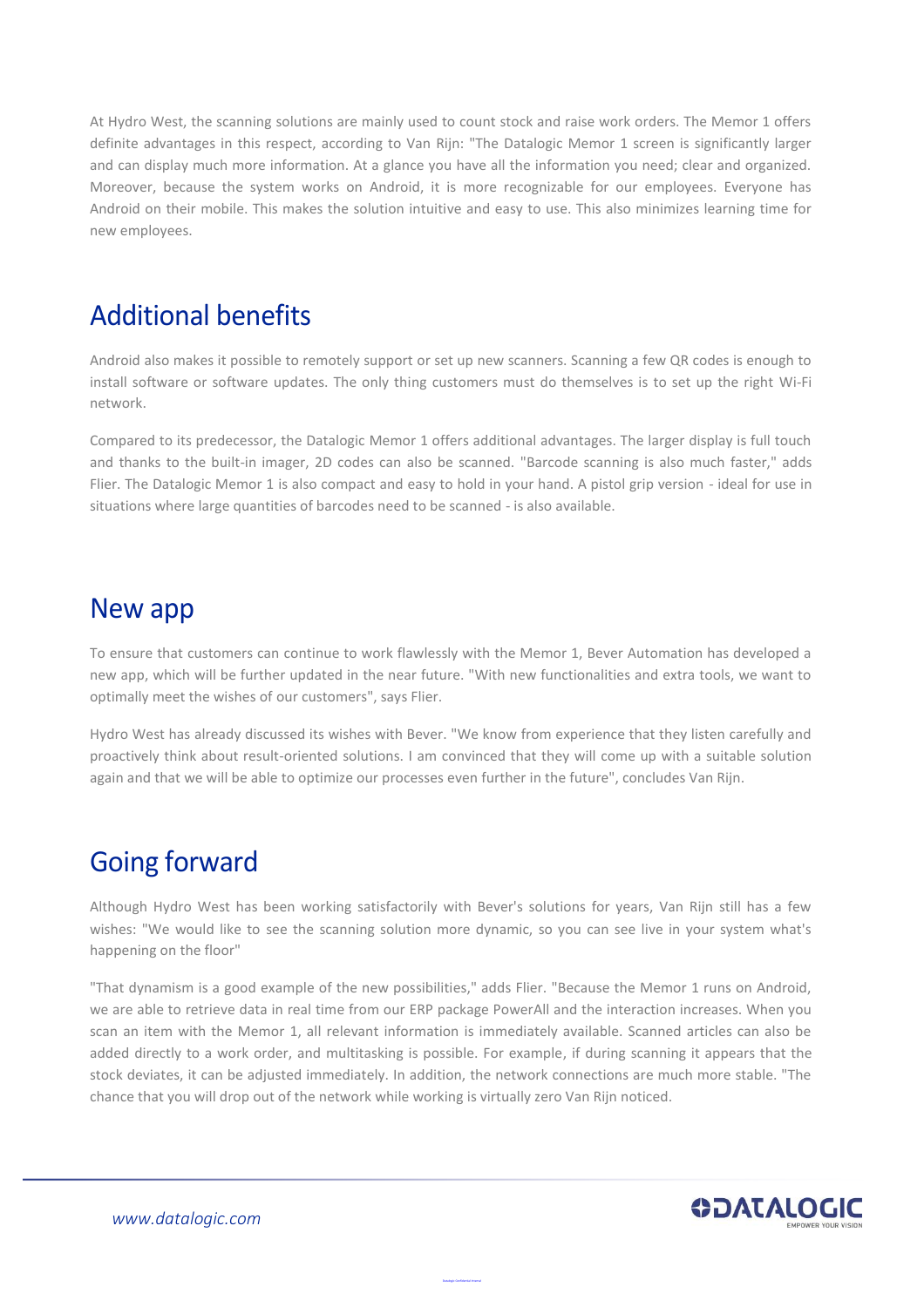At Hydro West, the scanning solutions are mainly used to count stock and raise work orders. The Memor 1 offers definite advantages in this respect, according to Van Rijn: "The Datalogic Memor 1 screen is significantly larger and can display much more information. At a glance you have all the information you need; clear and organized. Moreover, because the system works on Android, it is more recognizable for our employees. Everyone has Android on their mobile. This makes the solution intuitive and easy to use. This also minimizes learning time for new employees.

## Additional benefits

Android also makes it possible to remotely support or set up new scanners. Scanning a few QR codes is enough to install software or software updates. The only thing customers must do themselves is to set up the right Wi-Fi network.

Compared to its predecessor, the Datalogic Memor 1 offers additional advantages. The larger display is full touch and thanks to the built-in imager, 2D codes can also be scanned. "Barcode scanning is also much faster," adds Flier. The Datalogic Memor 1 is also compact and easy to hold in your hand. A pistol grip version - ideal for use in situations where large quantities of barcodes need to be scanned - is also available.

## New app

To ensure that customers can continue to work flawlessly with the Memor 1, Bever Automation has developed a new app, which will be further updated in the near future. "With new functionalities and extra tools, we want to optimally meet the wishes of our customers", says Flier.

Hydro West has already discussed its wishes with Bever. "We know from experience that they listen carefully and proactively think about result-oriented solutions. I am convinced that they will come up with a suitable solution again and that we will be able to optimize our processes even further in the future", concludes Van Rijn.

## Going forward

Although Hydro West has been working satisfactorily with Bever's solutions for years, Van Rijn still has a few wishes: "We would like to see the scanning solution more dynamic, so you can see live in your system what's happening on the floor"

"That dynamism is a good example of the new possibilities," adds Flier. "Because the Memor 1 runs on Android, we are able to retrieve data in real time from our ERP package PowerAll and the interaction increases. When you scan an item with the Memor 1, all relevant information is immediately available. Scanned articles can also be added directly to a work order, and multitasking is possible. For example, if during scanning it appears that the stock deviates, it can be adjusted immediately. In addition, the network connections are much more stable. "The chance that you will drop out of the network while working is virtually zero Van Rijn noticed.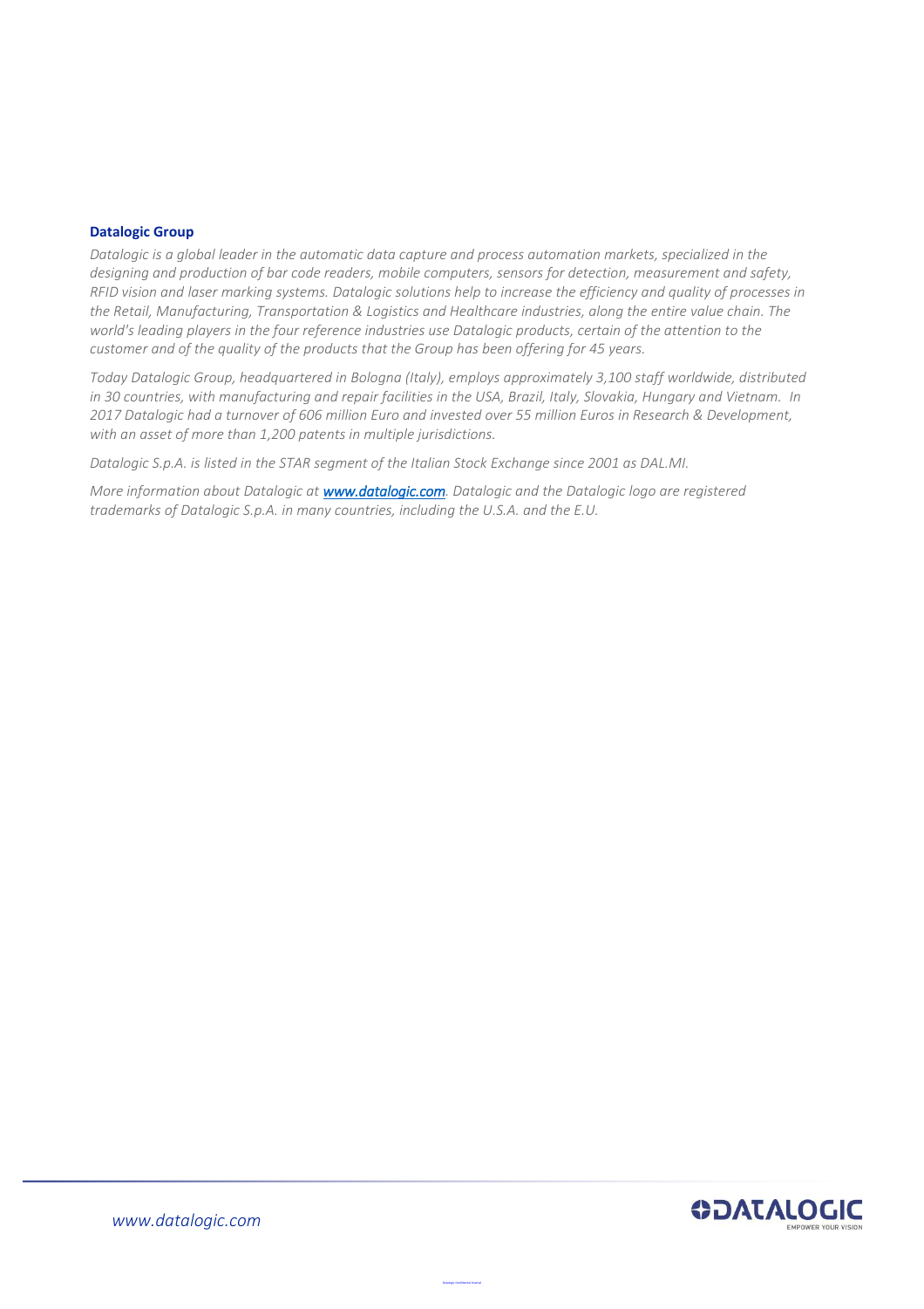**Datalogic Group**

*Datalogic is a global leader in the automatic data capture and process automation markets, specialized in the designing and production of bar code readers, mobile computers, sensors for detection, measurement and safety, RFID vision and laser marking systems. Datalogic solutions help to increase the efficiency and quality of processes in the Retail, Manufacturing, Transportation & Logistics and Healthcare industries, along the entire value chain. The world's leading players in the four reference industries use Datalogic products, certain of the attention to the customer and of the quality of the products that the Group has been offering for 45 years.*

*Today Datalogic Group, headquartered in Bologna (Italy), employs approximately 3,100 staff worldwide, distributed in 30 countries, with manufacturing and repair facilities in the USA, Brazil, Italy, Slovakia, Hungary and Vietnam. In 2017 Datalogic had a turnover of 606 million Euro and invested over 55 million Euros in Research & Development, with an asset of more than 1,200 patents in multiple jurisdictions.*

*Datalogic S.p.A. is listed in the STAR segment of the Italian Stock Exchange since 2001 as DAL.MI.*

*More information about Datalogic at **www.datalogic.com**. Datalogic and the Datalogic logo are registered trademarks of Datalogic S.p.A. in many countries, including the U.S.A. and the E.U.*